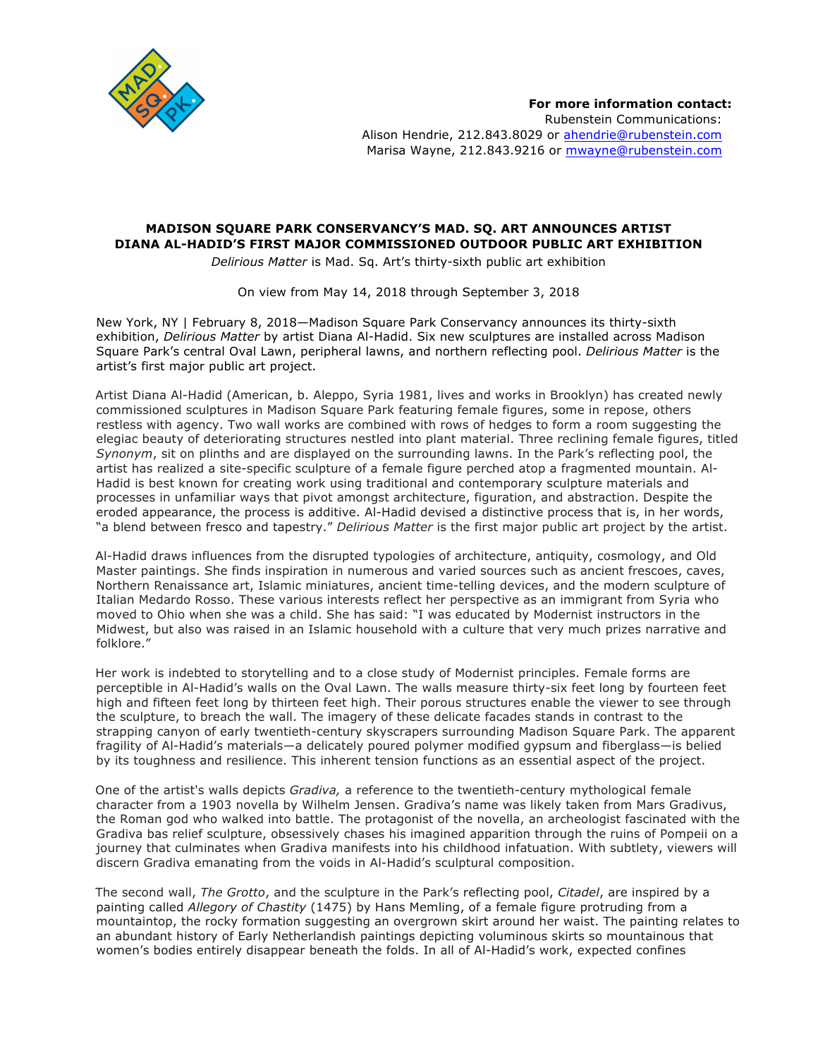**For more information contact:**
Rubenstein Communications:
Alison Hendrie, 212.843.8029 or ahendrie@rubenstein.com
Marisa Wayne, 212.843.9216 or mwayne@rubenstein.com

# MADISON SQUARE PARK CONSERVANCY'S MAD. SQ. ART ANNOUNCES ARTIST DIANA AL-HADID'S FIRST MAJOR COMMISSIONED OUTDOOR PUBLIC ART EXHIBITION

*Delirious Matter* is Mad. Sq. Art's thirty-sixth public art exhibition

On view from May 14, 2018 through September 3, 2018

New York, NY | February 8, 2018—Madison Square Park Conservancy announces its thirty-sixth exhibition, *Delirious Matter* by artist Diana Al-Hadid. Six new sculptures are installed across Madison Square Park's central Oval Lawn, peripheral lawns, and northern reflecting pool. *Delirious Matter* is the artist's first major public art project.

Artist Diana Al-Hadid (American, b. Aleppo, Syria 1981, lives and works in Brooklyn) has created newly commissioned sculptures in Madison Square Park featuring female figures, some in repose, others restless with agency. Two wall works are combined with rows of hedges to form a room suggesting the elegiac beauty of deteriorating structures nestled into plant material. Three reclining female figures, titled *Synonym*, sit on plinths and are displayed on the surrounding lawns. In the Park's reflecting pool, the artist has realized a site-specific sculpture of a female figure perched atop a fragmented mountain. Al-Hadid is best known for creating work using traditional and contemporary sculpture materials and processes in unfamiliar ways that pivot amongst architecture, figuration, and abstraction. Despite the eroded appearance, the process is additive. Al-Hadid devised a distinctive process that is, in her words, "a blend between fresco and tapestry." *Delirious Matter* is the first major public art project by the artist.

Al-Hadid draws influences from the disrupted typologies of architecture, antiquity, cosmology, and Old Master paintings. She finds inspiration in numerous and varied sources such as ancient frescoes, caves, Northern Renaissance art, Islamic miniatures, ancient time-telling devices, and the modern sculpture of Italian Medardo Rosso. These various interests reflect her perspective as an immigrant from Syria who moved to Ohio when she was a child. She has said: "I was educated by Modernist instructors in the Midwest, but also was raised in an Islamic household with a culture that very much prizes narrative and folklore."

Her work is indebted to storytelling and to a close study of Modernist principles. Female forms are perceptible in Al-Hadid's walls on the Oval Lawn. The walls measure thirty-six feet long by fourteen feet high and fifteen feet long by thirteen feet high. Their porous structures enable the viewer to see through the sculpture, to breach the wall. The imagery of these delicate facades stands in contrast to the strapping canyon of early twentieth-century skyscrapers surrounding Madison Square Park. The apparent fragility of Al-Hadid's materials—a delicately poured polymer modified gypsum and fiberglass—is belied by its toughness and resilience. This inherent tension functions as an essential aspect of the project.

One of the artist's walls depicts *Gradiva,* a reference to the twentieth-century mythological female character from a 1903 novella by Wilhelm Jensen. Gradiva's name was likely taken from Mars Gradivus, the Roman god who walked into battle. The protagonist of the novella, an archeologist fascinated with the Gradiva bas relief sculpture, obsessively chases his imagined apparition through the ruins of Pompeii on a journey that culminates when Gradiva manifests into his childhood infatuation. With subtlety, viewers will discern Gradiva emanating from the voids in Al-Hadid's sculptural composition.

The second wall, *The Grotto*, and the sculpture in the Park's reflecting pool, *Citadel*, are inspired by a painting called *Allegory of Chastity* (1475) by Hans Memling, of a female figure protruding from a mountaintop, the rocky formation suggesting an overgrown skirt around her waist. The painting relates to an abundant history of Early Netherlandish paintings depicting voluminous skirts so mountainous that women's bodies entirely disappear beneath the folds. In all of Al-Hadid's work, expected confines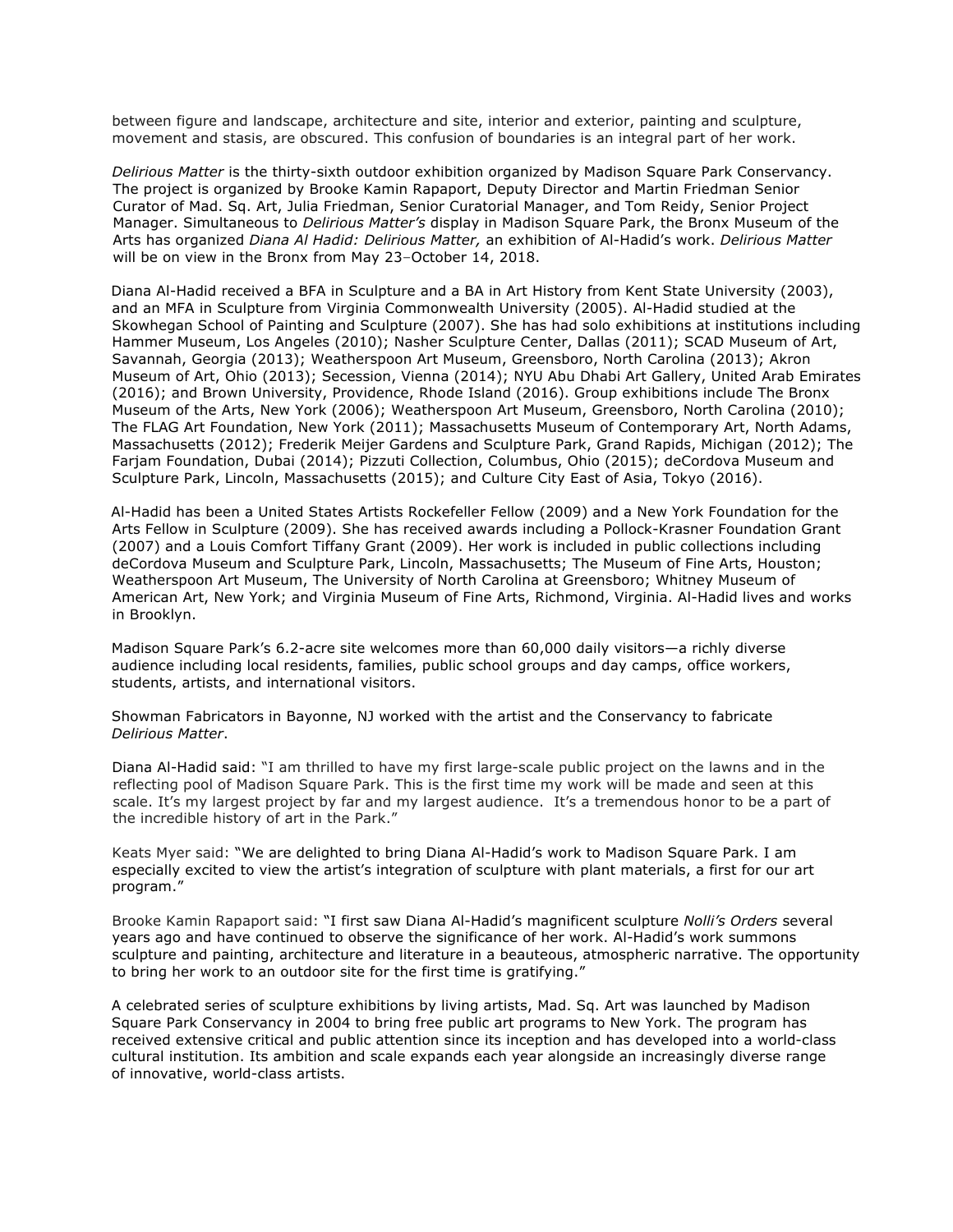between figure and landscape, architecture and site, interior and exterior, painting and sculpture, movement and stasis, are obscured. This confusion of boundaries is an integral part of her work.

*Delirious Matter* is the thirty-sixth outdoor exhibition organized by Madison Square Park Conservancy. The project is organized by Brooke Kamin Rapaport, Deputy Director and Martin Friedman Senior Curator of Mad. Sq. Art, Julia Friedman, Senior Curatorial Manager, and Tom Reidy, Senior Project Manager. Simultaneous to *Delirious Matter's* display in Madison Square Park, the Bronx Museum of the Arts has organized *Diana Al Hadid: Delirious Matter,* an exhibition of Al-Hadid's work. *Delirious Matter* will be on view in the Bronx from May 23–October 14, 2018.

Diana Al-Hadid received a BFA in Sculpture and a BA in Art History from Kent State University (2003), and an MFA in Sculpture from Virginia Commonwealth University (2005). Al-Hadid studied at the Skowhegan School of Painting and Sculpture (2007). She has had solo exhibitions at institutions including Hammer Museum, Los Angeles (2010); Nasher Sculpture Center, Dallas (2011); SCAD Museum of Art, Savannah, Georgia (2013); Weatherspoon Art Museum, Greensboro, North Carolina (2013); Akron Museum of Art, Ohio (2013); Secession, Vienna (2014); NYU Abu Dhabi Art Gallery, United Arab Emirates (2016); and Brown University, Providence, Rhode Island (2016). Group exhibitions include The Bronx Museum of the Arts, New York (2006); Weatherspoon Art Museum, Greensboro, North Carolina (2010); The FLAG Art Foundation, New York (2011); Massachusetts Museum of Contemporary Art, North Adams, Massachusetts (2012); Frederik Meijer Gardens and Sculpture Park, Grand Rapids, Michigan (2012); The Farjam Foundation, Dubai (2014); Pizzuti Collection, Columbus, Ohio (2015); deCordova Museum and Sculpture Park, Lincoln, Massachusetts (2015); and Culture City East of Asia, Tokyo (2016).

Al-Hadid has been a United States Artists Rockefeller Fellow (2009) and a New York Foundation for the Arts Fellow in Sculpture (2009). She has received awards including a Pollock-Krasner Foundation Grant (2007) and a Louis Comfort Tiffany Grant (2009). Her work is included in public collections including deCordova Museum and Sculpture Park, Lincoln, Massachusetts; The Museum of Fine Arts, Houston; Weatherspoon Art Museum, The University of North Carolina at Greensboro; Whitney Museum of American Art, New York; and Virginia Museum of Fine Arts, Richmond, Virginia. Al-Hadid lives and works in Brooklyn.

Madison Square Park's 6.2-acre site welcomes more than 60,000 daily visitors—a richly diverse audience including local residents, families, public school groups and day camps, office workers, students, artists, and international visitors.

Showman Fabricators in Bayonne, NJ worked with the artist and the Conservancy to fabricate *Delirious Matter*.

Diana Al-Hadid said: "I am thrilled to have my first large-scale public project on the lawns and in the reflecting pool of Madison Square Park. This is the first time my work will be made and seen at this scale. It's my largest project by far and my largest audience.  It's a tremendous honor to be a part of the incredible history of art in the Park."

Keats Myer said: "We are delighted to bring Diana Al-Hadid's work to Madison Square Park. I am especially excited to view the artist's integration of sculpture with plant materials, a first for our art program."

Brooke Kamin Rapaport said: "I first saw Diana Al-Hadid's magnificent sculpture *Nolli's Orders* several years ago and have continued to observe the significance of her work. Al-Hadid's work summons sculpture and painting, architecture and literature in a beauteous, atmospheric narrative. The opportunity to bring her work to an outdoor site for the first time is gratifying."

A celebrated series of sculpture exhibitions by living artists, Mad. Sq. Art was launched by Madison Square Park Conservancy in 2004 to bring free public art programs to New York. The program has received extensive critical and public attention since its inception and has developed into a world-class cultural institution. Its ambition and scale expands each year alongside an increasingly diverse range of innovative, world-class artists.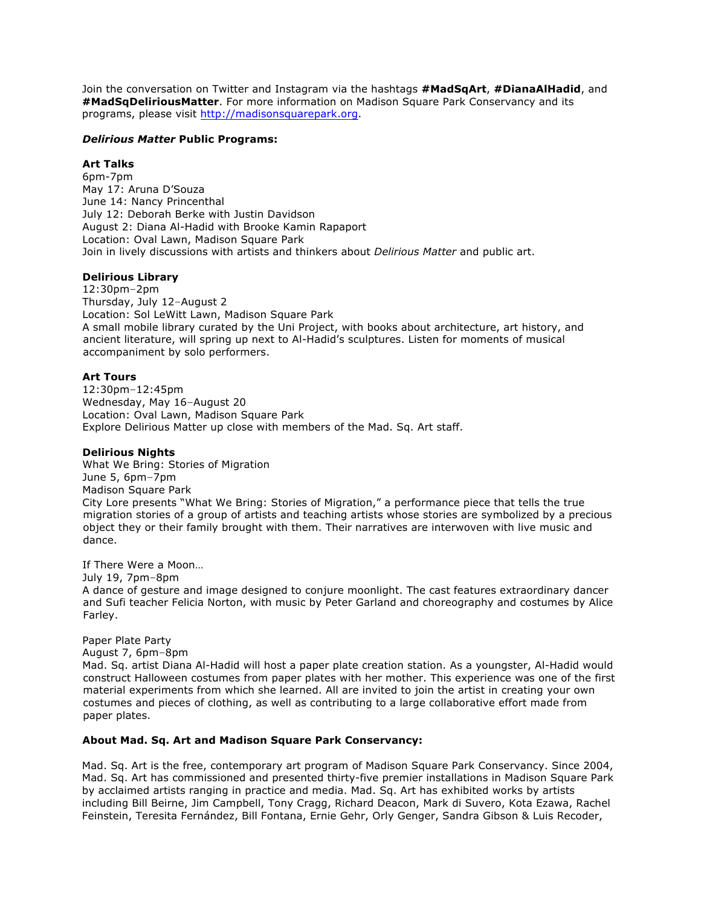Join the conversation on Twitter and Instagram via the hashtags **#MadSqArt**, **#DianaAlHadid**, and **#MadSqDeliriousMatter**. For more information on Madison Square Park Conservancy and its programs, please visit http://madisonsquarepark.org.

### ***Delirious Matter* Public Programs:**

**Art Talks**
6pm-7pm
May 17: Aruna D'Souza
June 14: Nancy Princenthal
July 12: Deborah Berke with Justin Davidson
August 2: Diana Al-Hadid with Brooke Kamin Rapaport
Location: Oval Lawn, Madison Square Park
Join in lively discussions with artists and thinkers about *Delirious Matter* and public art.

**Delirious Library**
12:30pm–2pm
Thursday, July 12–August 2
Location: Sol LeWitt Lawn, Madison Square Park
A small mobile library curated by the Uni Project, with books about architecture, art history, and ancient literature, will spring up next to Al-Hadid's sculptures. Listen for moments of musical accompaniment by solo performers.

**Art Tours**
12:30pm–12:45pm
Wednesday, May 16–August 20
Location: Oval Lawn, Madison Square Park
Explore Delirious Matter up close with members of the Mad. Sq. Art staff.

**Delirious Nights**
What We Bring: Stories of Migration
June 5, 6pm–7pm
Madison Square Park
City Lore presents "What We Bring: Stories of Migration," a performance piece that tells the true migration stories of a group of artists and teaching artists whose stories are symbolized by a precious object they or their family brought with them. Their narratives are interwoven with live music and dance.

If There Were a Moon…
July 19, 7pm–8pm
A dance of gesture and image designed to conjure moonlight. The cast features extraordinary dancer and Sufi teacher Felicia Norton, with music by Peter Garland and choreography and costumes by Alice Farley.

Paper Plate Party
August 7, 6pm–8pm
Mad. Sq. artist Diana Al-Hadid will host a paper plate creation station. As a youngster, Al-Hadid would construct Halloween costumes from paper plates with her mother. This experience was one of the first material experiments from which she learned. All are invited to join the artist in creating your own costumes and pieces of clothing, as well as contributing to a large collaborative effort made from paper plates.

### **About Mad. Sq. Art and Madison Square Park Conservancy:**

Mad. Sq. Art is the free, contemporary art program of Madison Square Park Conservancy. Since 2004, Mad. Sq. Art has commissioned and presented thirty-five premier installations in Madison Square Park by acclaimed artists ranging in practice and media. Mad. Sq. Art has exhibited works by artists including Bill Beirne, Jim Campbell, Tony Cragg, Richard Deacon, Mark di Suvero, Kota Ezawa, Rachel Feinstein, Teresita Fernández, Bill Fontana, Ernie Gehr, Orly Genger, Sandra Gibson & Luis Recoder,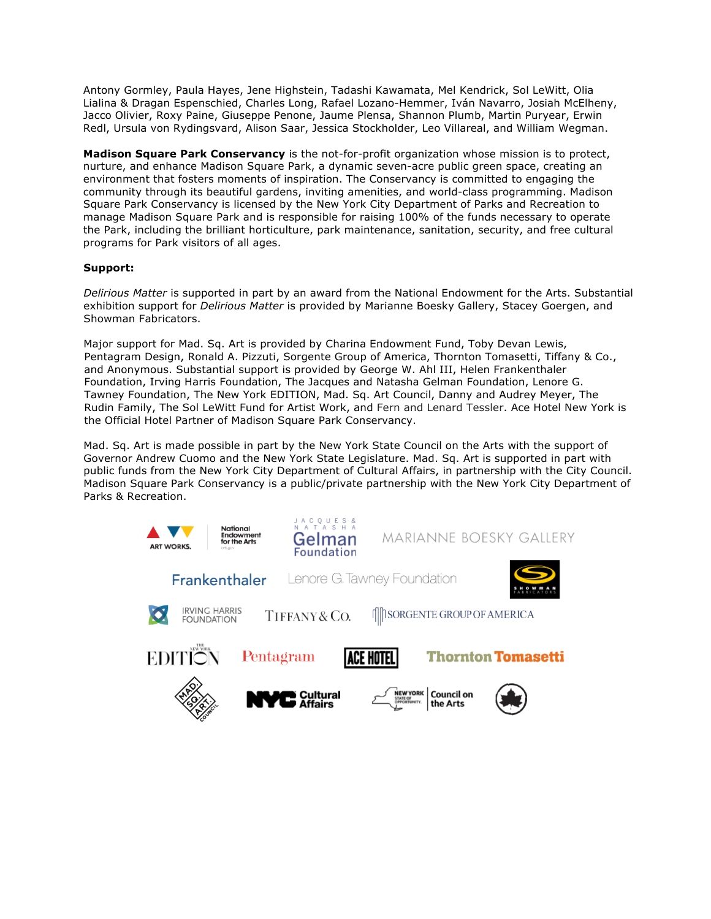Antony Gormley, Paula Hayes, Jene Highstein, Tadashi Kawamata, Mel Kendrick, Sol LeWitt, Olia Lialina & Dragan Espenschied, Charles Long, Rafael Lozano-Hemmer, Iván Navarro, Josiah McElheny, Jacco Olivier, Roxy Paine, Giuseppe Penone, Jaume Plensa, Shannon Plumb, Martin Puryear, Erwin Redl, Ursula von Rydingsvard, Alison Saar, Jessica Stockholder, Leo Villareal, and William Wegman.

**Madison Square Park Conservancy** is the not-for-profit organization whose mission is to protect, nurture, and enhance Madison Square Park, a dynamic seven-acre public green space, creating an environment that fosters moments of inspiration. The Conservancy is committed to engaging the community through its beautiful gardens, inviting amenities, and world-class programming. Madison Square Park Conservancy is licensed by the New York City Department of Parks and Recreation to manage Madison Square Park and is responsible for raising 100% of the funds necessary to operate the Park, including the brilliant horticulture, park maintenance, sanitation, security, and free cultural programs for Park visitors of all ages.

**Support:**

*Delirious Matter* is supported in part by an award from the National Endowment for the Arts. Substantial exhibition support for *Delirious Matter* is provided by Marianne Boesky Gallery, Stacey Goergen, and Showman Fabricators.

Major support for Mad. Sq. Art is provided by Charina Endowment Fund, Toby Devan Lewis, Pentagram Design, Ronald A. Pizzuti, Sorgente Group of America, Thornton Tomasetti, Tiffany & Co., and Anonymous. Substantial support is provided by George W. Ahl III, Helen Frankenthaler Foundation, Irving Harris Foundation, The Jacques and Natasha Gelman Foundation, Lenore G. Tawney Foundation, The New York EDITION, Mad. Sq. Art Council, Danny and Audrey Meyer, The Rudin Family, The Sol LeWitt Fund for Artist Work, and Fern and Lenard Tessler. Ace Hotel New York is the Official Hotel Partner of Madison Square Park Conservancy.

Mad. Sq. Art is made possible in part by the New York State Council on the Arts with the support of Governor Andrew Cuomo and the New York State Legislature. Mad. Sq. Art is supported in part with public funds from the New York City Department of Cultural Affairs, in partnership with the City Council. Madison Square Park Conservancy is a public/private partnership with the New York City Department of Parks & Recreation.